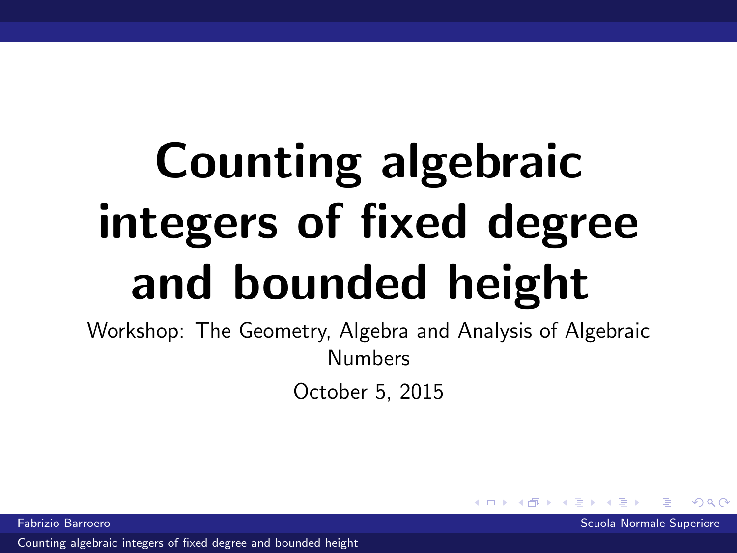# Counting algebraic integers of fixed degree and bounded height

Workshop: The Geometry, Algebra and Analysis of Algebraic Numbers

October 5, 2015

Fabrizio Barroero

Scuola Normale Superiore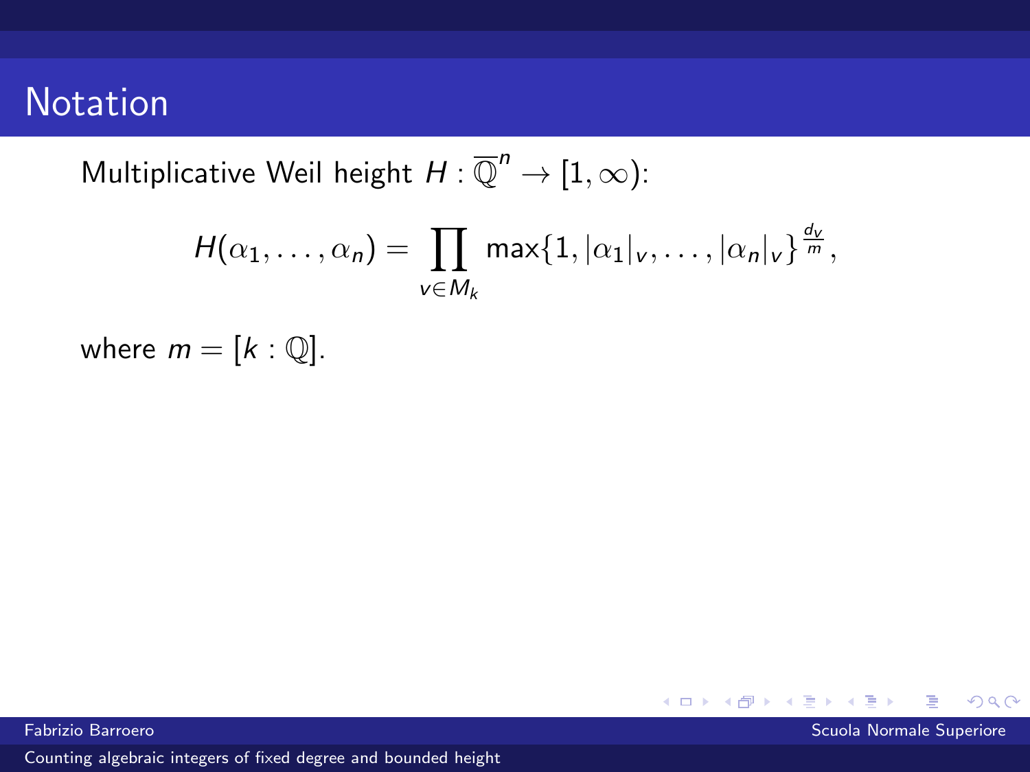# Notation

Multiplicative Weil height $H : \overline{\mathbb{Q}}^n \to [1, \infty)$:

$$H(\alpha_1, \dots, \alpha_n) = \prod_{v \in M_k} \max\{1, |\alpha_1|_v, \dots, |\alpha_n|_v\}^{\frac{d_v}{m}},$$

where $m = [k : \mathbb{Q}]$.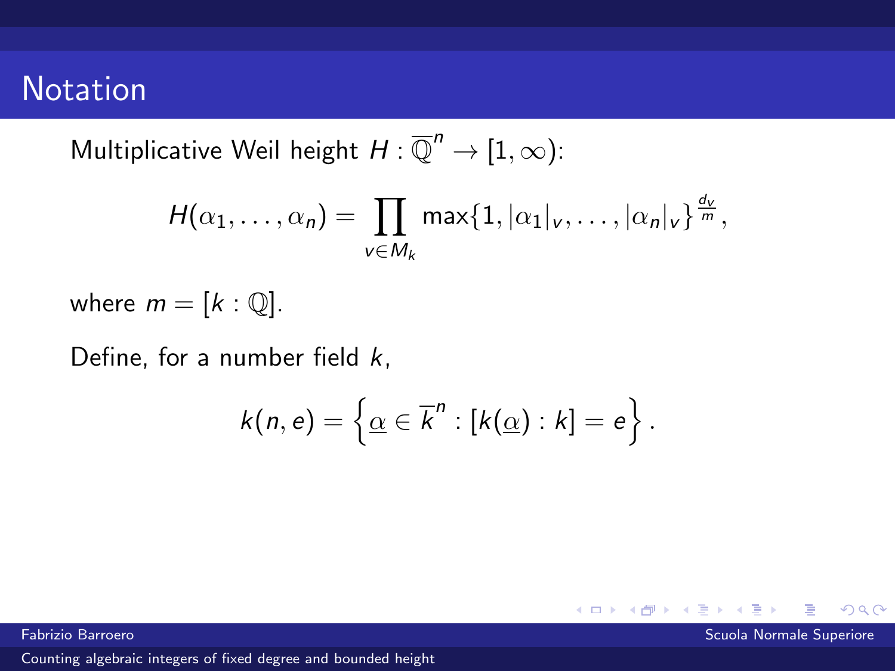# Notation

Multiplicative Weil height $H : \overline{\mathbb{Q}}^n \to [1, \infty)$:

$$H(\alpha_1, \ldots, \alpha_n) = \prod_{v \in M_k} \max\{1, |\alpha_1|_v, \ldots, |\alpha_n|_v\}^{\frac{d_v}{m}},$$

where $m = [k : \mathbb{Q}]$.

Define, for a number field $k$,

$$k(n, e) = \left\{ \underline{\alpha} \in \overline{k}^n : [k(\underline{\alpha}) : k] = e \right\}.$$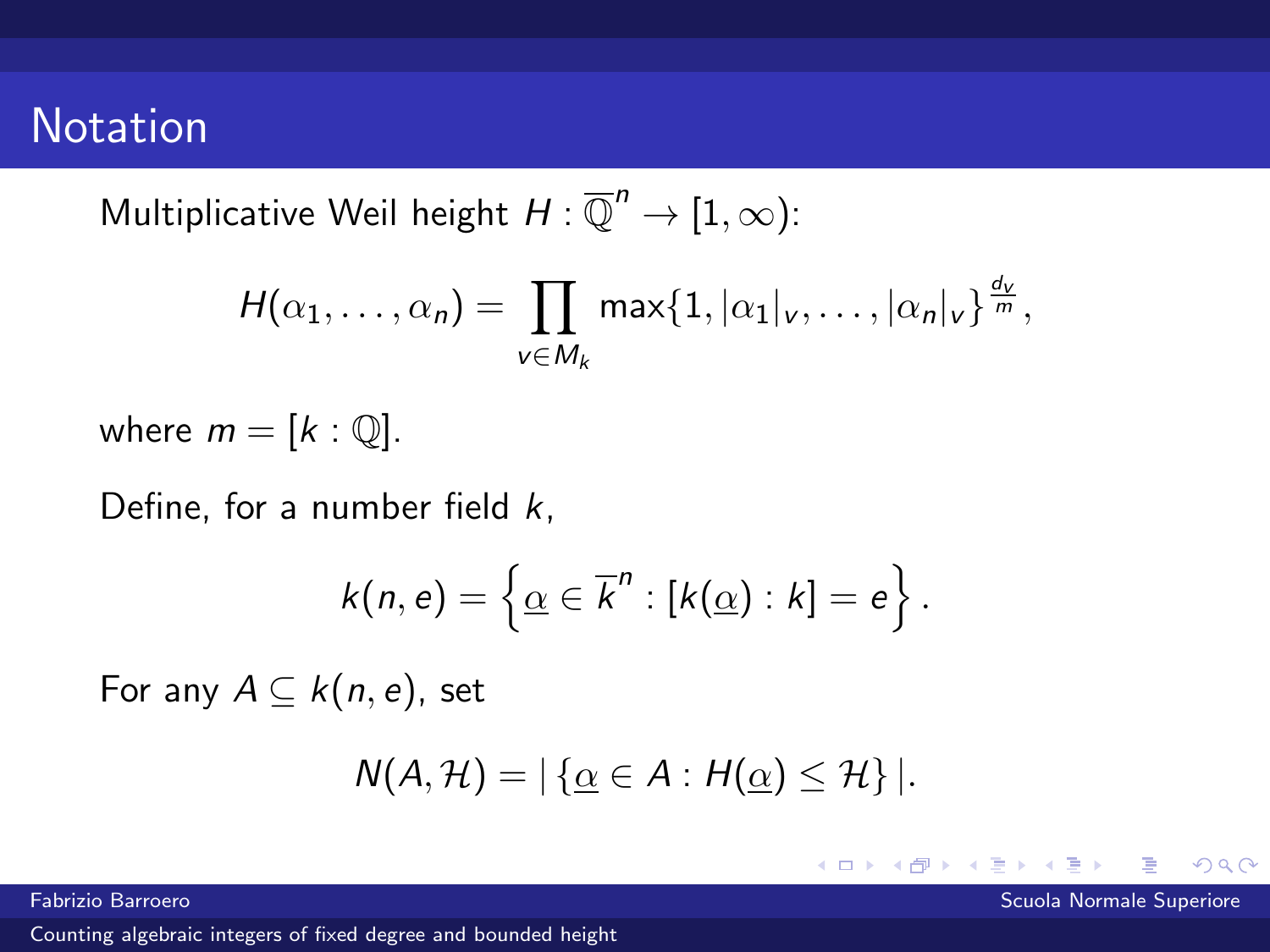# Notation

Multiplicative Weil height $H : \overline{\mathbb{Q}}^n \to [1, \infty)$:

$$H(\alpha_1, \ldots, \alpha_n) = \prod_{v \in M_k} \max\{1, |\alpha_1|_v, \ldots, |\alpha_n|_v\}^{\frac{d_v}{m}},$$

where $m = [k : \mathbb{Q}]$.

Define, for a number field $k$,

$$k(n, e) = \left\{ \underline{\alpha} \in \overline{k}^n : [k(\underline{\alpha}) : k] = e \right\}.$$

For any $A \subseteq k(n, e)$, set

$$N(A, \mathcal{H}) = |\{ \underline{\alpha} \in A : H(\underline{\alpha}) \leq \mathcal{H} \}|.$$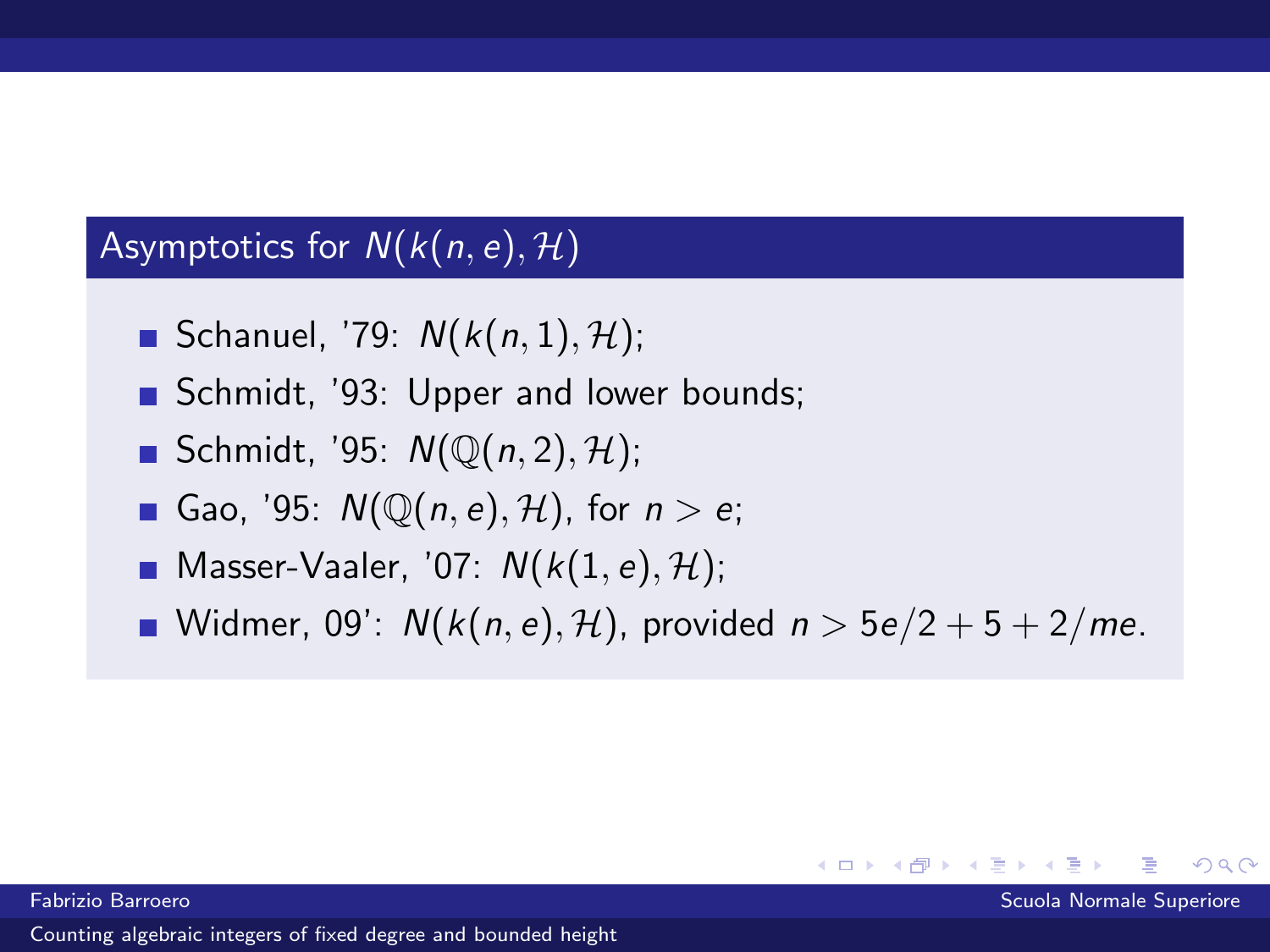## Asymptotics for $N(k(n,e),\mathcal{H})$

- Schanuel, '79: $N(k(n,1),\mathcal{H})$;
- Schmidt, '93: Upper and lower bounds;
- Schmidt, '95: $N(\mathbb{Q}(n,2),\mathcal{H})$;
- Gao, '95: $N(\mathbb{Q}(n,e),\mathcal{H})$, for $n > e$;
- Masser-Vaaler, '07: $N(k(1,e),\mathcal{H})$;
- Widmer, 09': $N(k(n,e),\mathcal{H})$, provided $n > 5e/2 + 5 + 2/me$.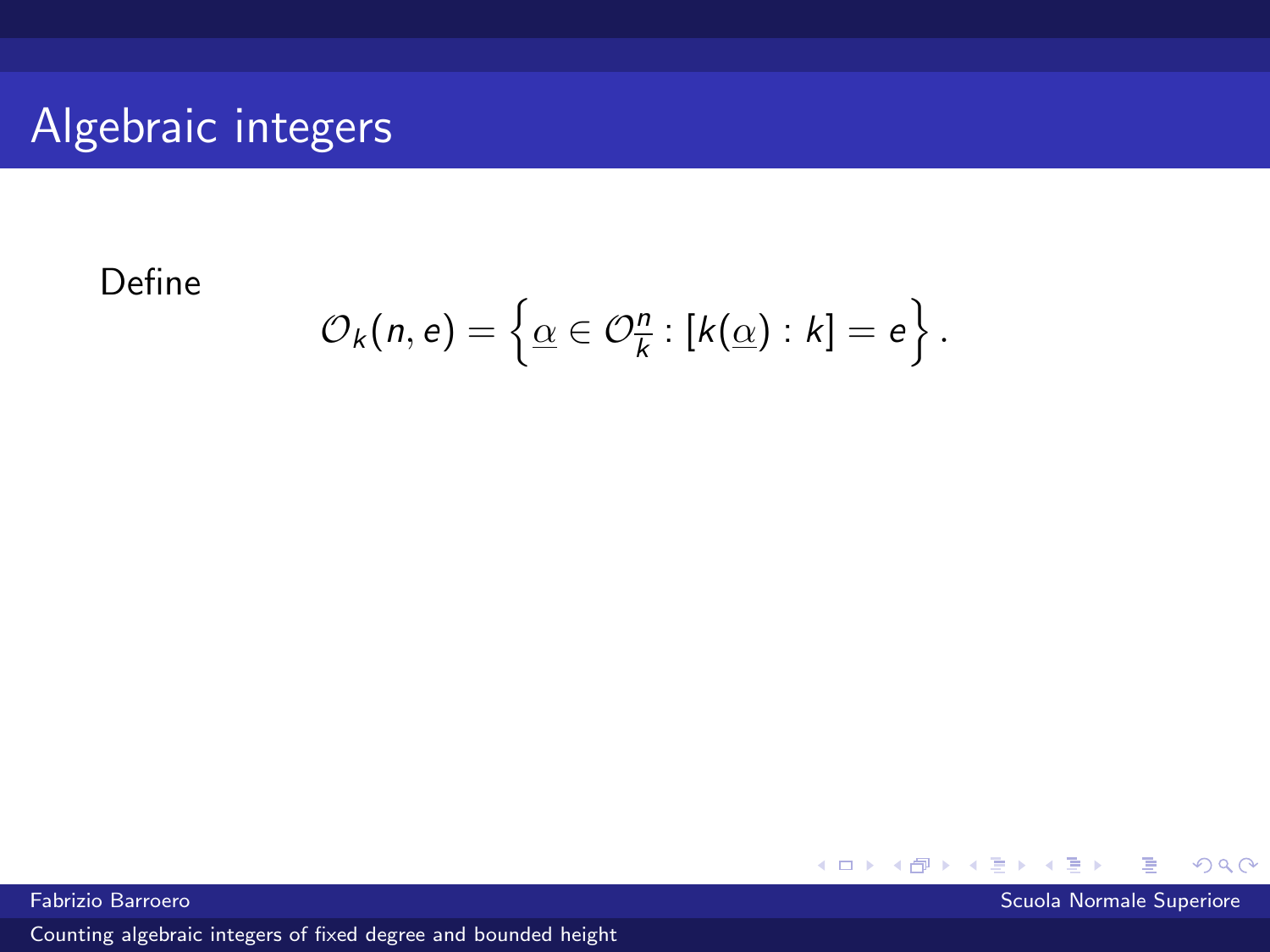# Algebraic integers

Define

$$\mathcal{O}_k(n,e) = \left\{ \underline{\alpha} \in \mathcal{O}_k^n : [k(\underline{\alpha}) : k] = e \right\}.$$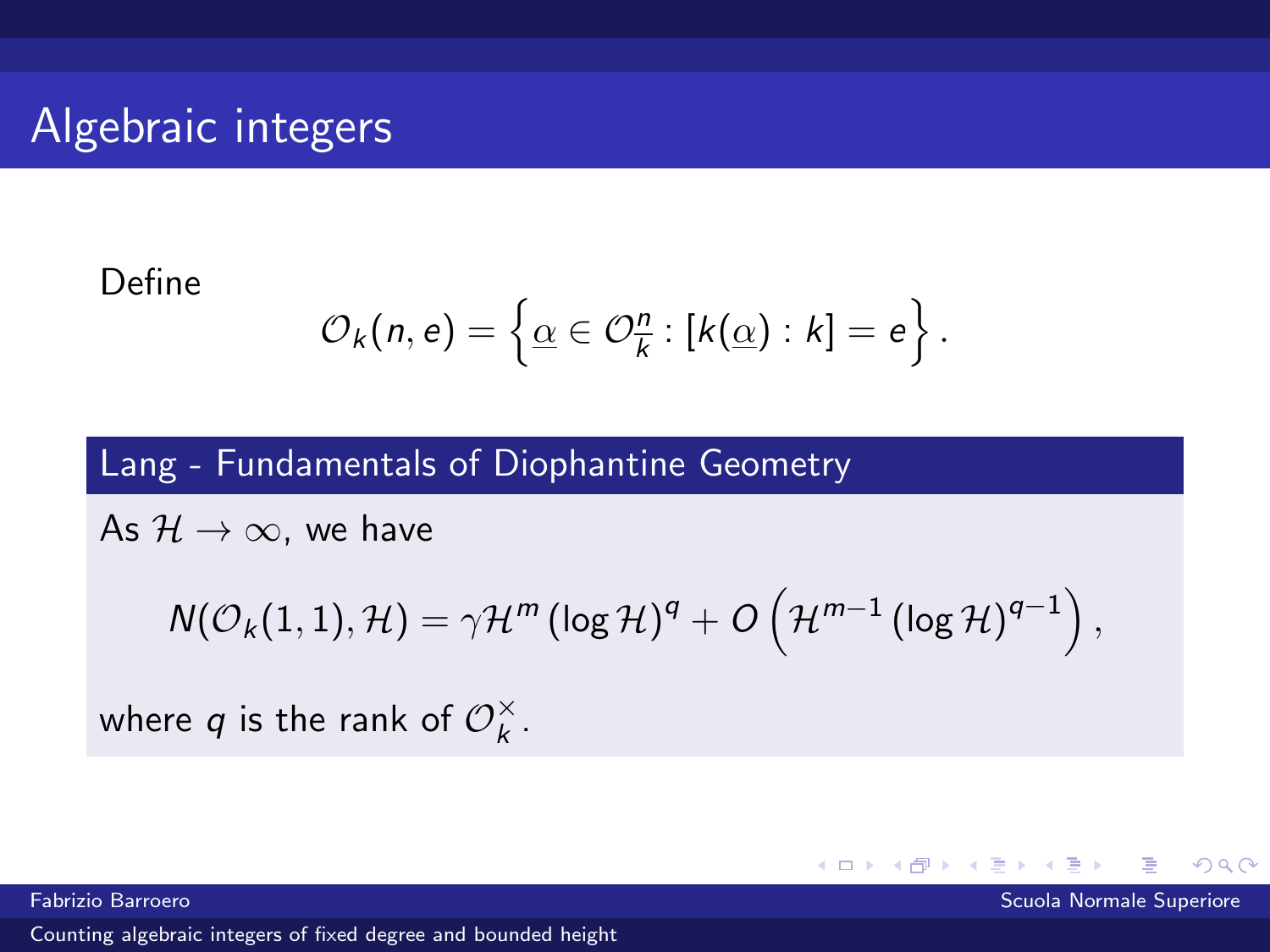# Algebraic integers

Define

$$\mathcal{O}_k(n, e) = \left\{ \underline{\alpha} \in \mathcal{O}_k^n : [k(\underline{\alpha}) : k] = e \right\}.$$

**Lang - Fundamentals of Diophantine Geometry**

As $\mathcal{H} \to \infty$, we have

$$N(\mathcal{O}_k(1,1), \mathcal{H}) = \gamma \mathcal{H}^m (\log \mathcal{H})^q + O\left( \mathcal{H}^{m-1} (\log \mathcal{H})^{q-1} \right),$$

where $q$ is the rank of $\mathcal{O}_k^\times$.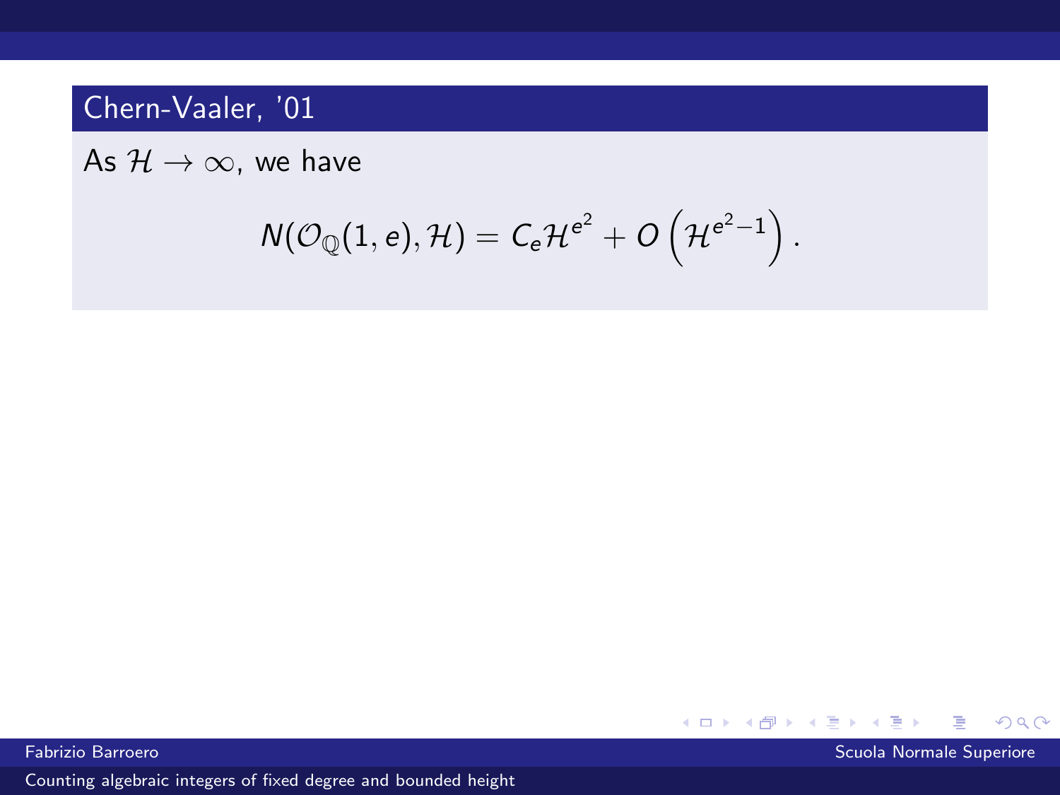## Chern-Vaaler, '01

As $\mathcal{H} \to \infty$, we have

$$N(\mathcal{O}_{\mathbb{Q}}(1, e), \mathcal{H}) = C_e \mathcal{H}^{e^2} + O\left(\mathcal{H}^{e^2-1}\right).$$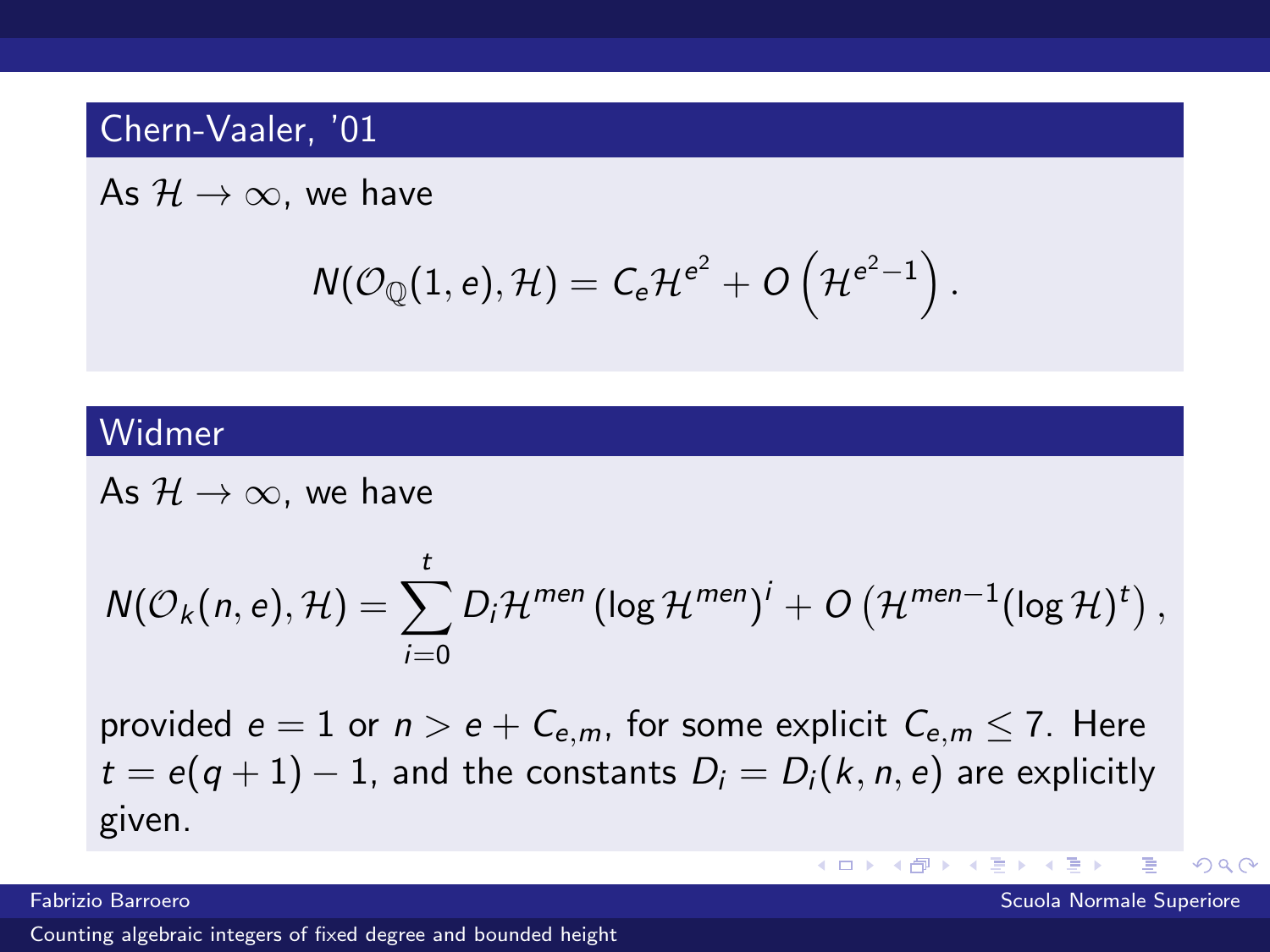## Chern-Vaaler, '01

As $\mathcal{H} \to \infty$, we have

$$N(\mathcal{O}_{\mathbb{Q}}(1, e), \mathcal{H}) = C_e \mathcal{H}^{e^2} + O\left(\mathcal{H}^{e^2-1}\right).$$

## Widmer

As $\mathcal{H} \to \infty$, we have

$$N(\mathcal{O}_k(n, e), \mathcal{H}) = \sum_{i=0}^{t} D_i \mathcal{H}^{men} \left(\log \mathcal{H}^{men}\right)^i + O\left(\mathcal{H}^{men-1} (\log \mathcal{H})^t\right),$$

provided $e = 1$ or $n > e + C_{e,m}$, for some explicit $C_{e,m} \leq 7$. Here $t = e(q+1) - 1$, and the constants $D_i = D_i(k, n, e)$ are explicitly given.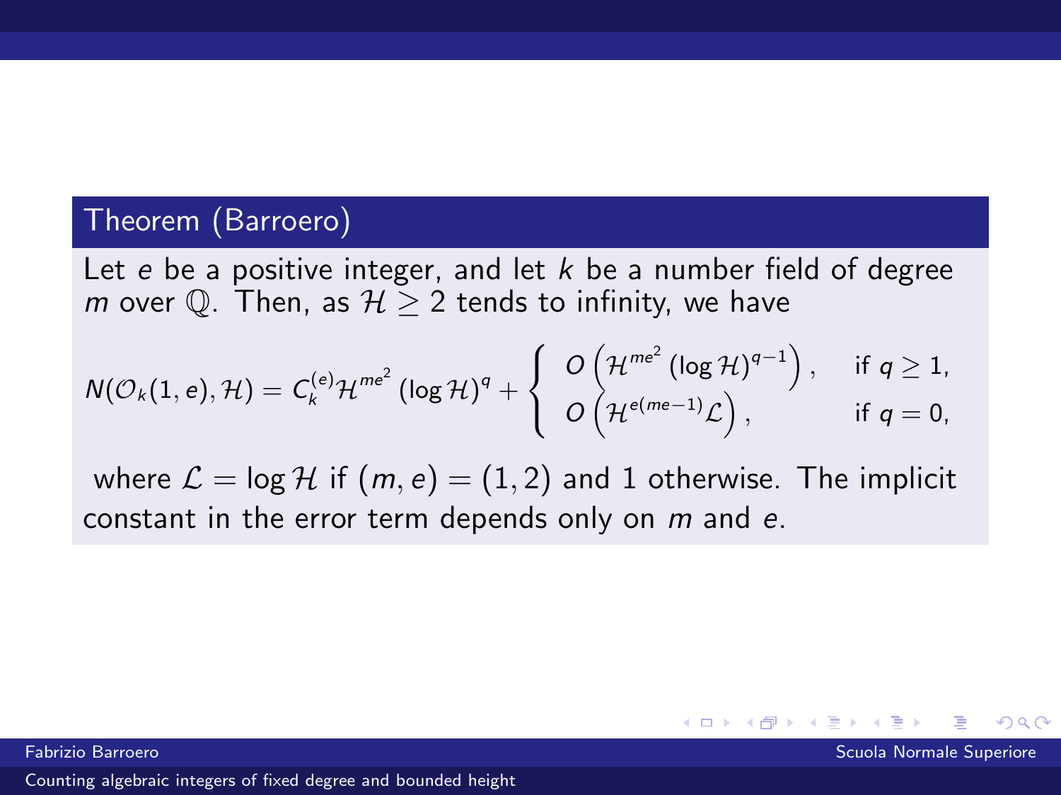**Theorem (Barroero)**

Let $e$ be a positive integer, and let $k$ be a number field of degree $m$ over $\mathbb{Q}$. Then, as $\mathcal{H} \geq 2$ tends to infinity, we have

$$N(\mathcal{O}_k(1,e),\mathcal{H}) = C_k^{(e)} \mathcal{H}^{me^2} (\log \mathcal{H})^q + \begin{cases} O\left(\mathcal{H}^{me^2} (\log \mathcal{H})^{q-1}\right), & \text{if } q \geq 1, \\ O\left(\mathcal{H}^{e(me-1)} \mathcal{L}\right), & \text{if } q = 0, \end{cases}$$

where $\mathcal{L} = \log \mathcal{H}$ if $(m,e) = (1,2)$ and 1 otherwise. The implicit constant in the error term depends only on $m$ and $e$.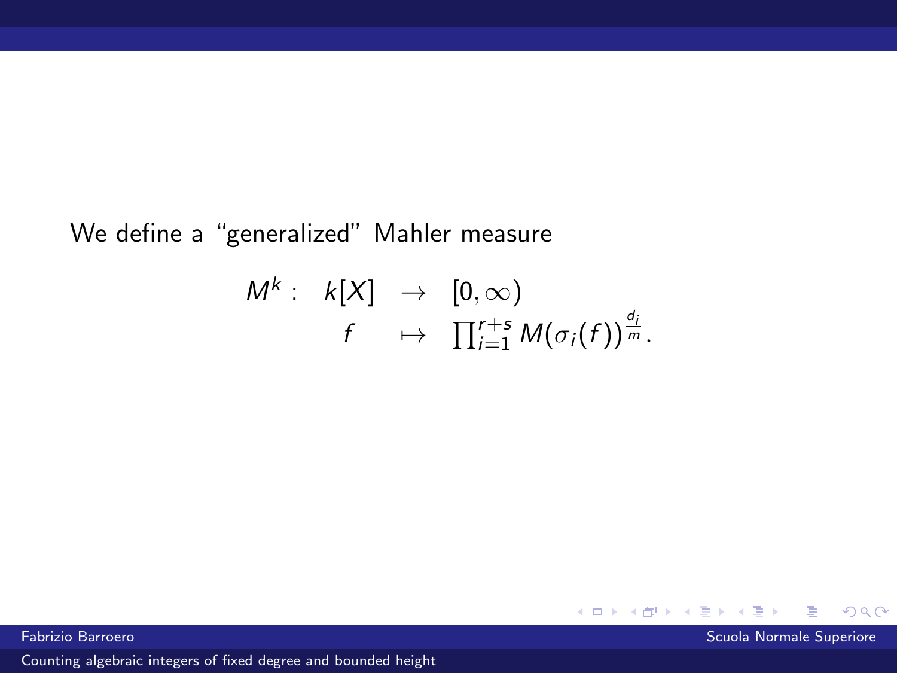We define a "generalized" Mahler measure

$$
\begin{array}{rccl}
M^k : & k[X] & \rightarrow & [0, \infty) \\
 & f & \mapsto & \prod_{i=1}^{r+s} M(\sigma_i(f))^{\frac{d_i}{m}}.
\end{array}
$$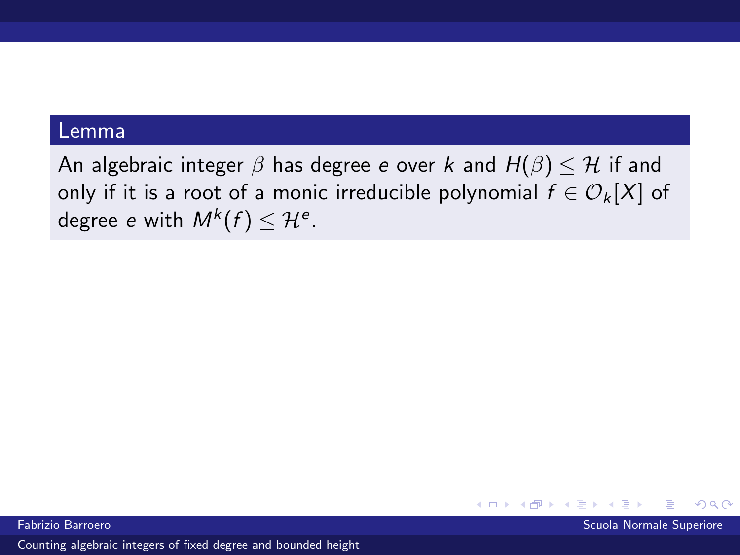**Lemma**

An algebraic integer $\beta$ has degree $e$ over $k$ and $H(\beta) \leq \mathcal{H}$ if and only if it is a root of a monic irreducible polynomial $f \in \mathcal{O}_k[X]$ of degree $e$ with $M^k(f) \leq \mathcal{H}^e$.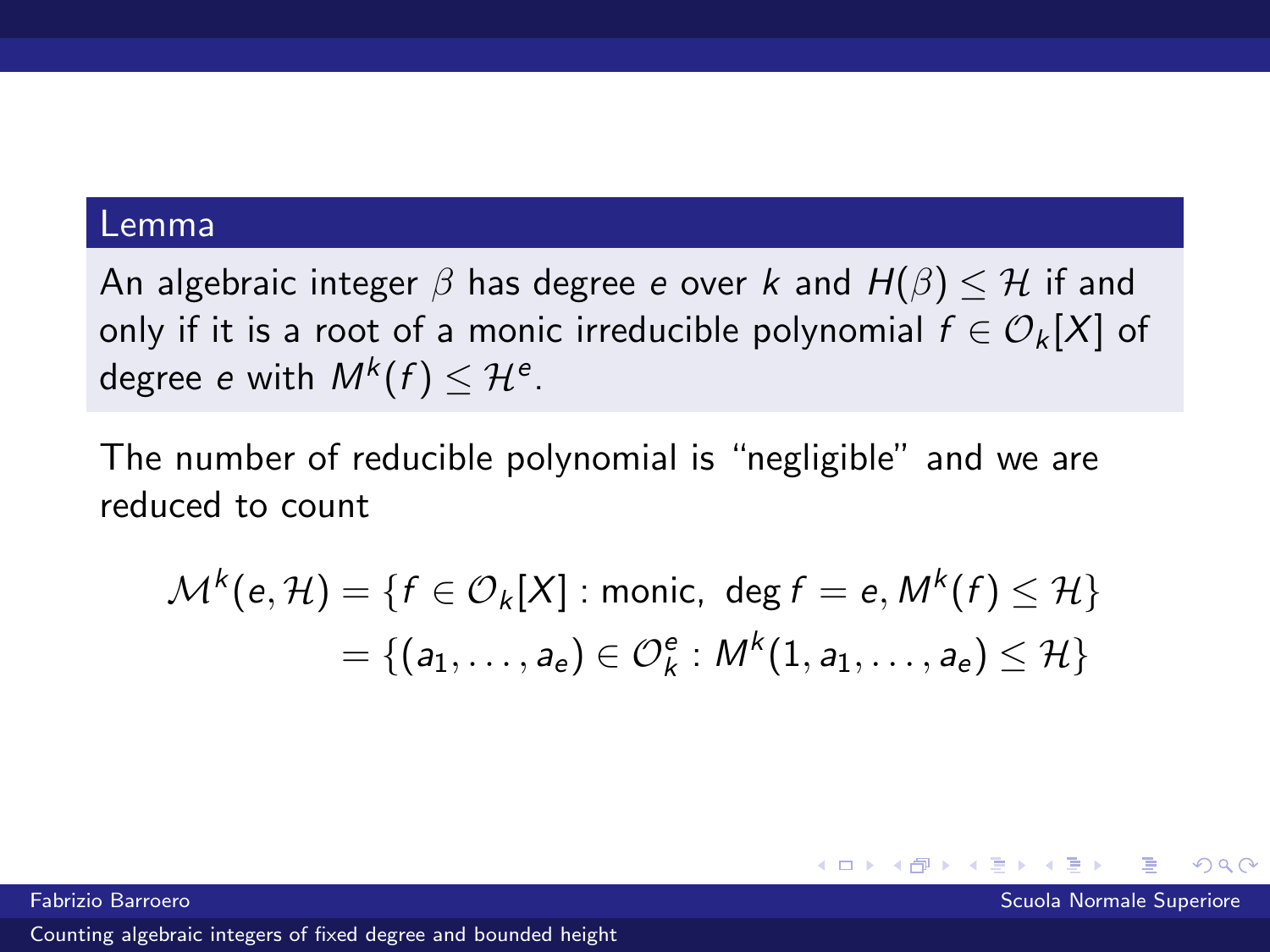**Lemma**

An algebraic integer $\beta$ has degree $e$ over $k$ and $H(\beta) \leq \mathcal{H}$ if and only if it is a root of a monic irreducible polynomial $f \in \mathcal{O}_k[X]$ of degree $e$ with $M^k(f) \leq \mathcal{H}^e$.

The number of reducible polynomial is "negligible" and we are reduced to count

$$
\begin{aligned}
\mathcal{M}^k(e, \mathcal{H}) &= \{f \in \mathcal{O}_k[X] : \text{monic}, \ \deg f = e, M^k(f) \leq \mathcal{H}\} \\
&= \{(a_1, \ldots, a_e) \in \mathcal{O}_k^e : M^k(1, a_1, \ldots, a_e) \leq \mathcal{H}\}
\end{aligned}
$$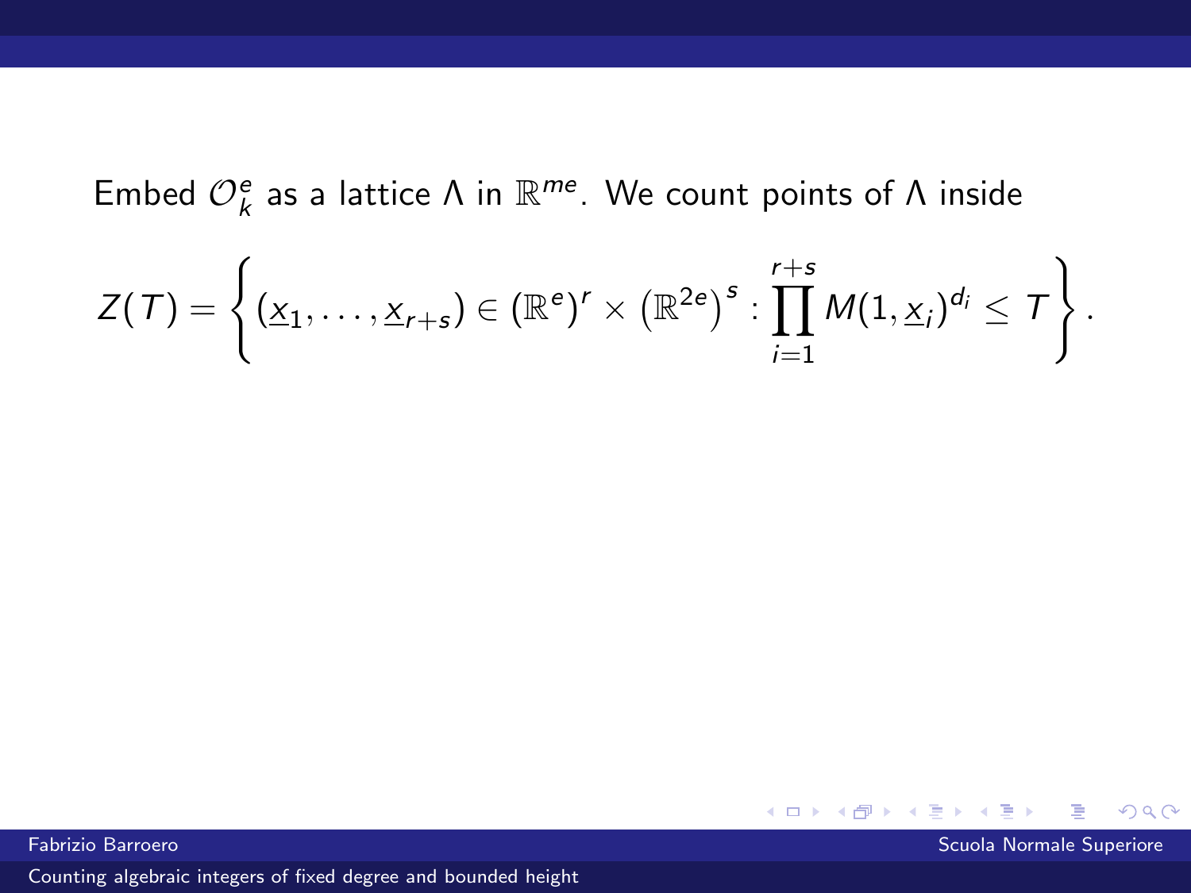Embed $\mathcal{O}_k^e$ as a lattice $\Lambda$ in $\mathbb{R}^{me}$. We count points of $\Lambda$ inside

$$Z(T) = \left\{ (\underline{x}_1, \ldots, \underline{x}_{r+s}) \in \left(\mathbb{R}^e\right)^r \times \left(\mathbb{R}^{2e}\right)^s : \prod_{i=1}^{r+s} M(1, \underline{x}_i)^{d_i} \leq T \right\}.$$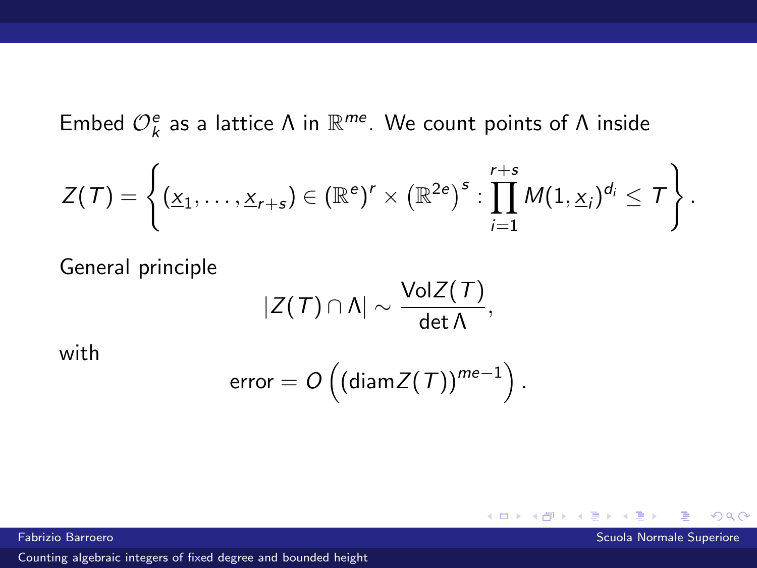Embed $\mathcal{O}_k^e$ as a lattice $\Lambda$ in $\mathbb{R}^{me}$. We count points of $\Lambda$ inside

$$Z(T) = \left\{ (\underline{x}_1, \ldots, \underline{x}_{r+s}) \in (\mathbb{R}^e)^r \times \left(\mathbb{R}^{2e}\right)^s : \prod_{i=1}^{r+s} M(1, \underline{x}_i)^{d_i} \leq T \right\}.$$

General principle

$$|Z(T) \cap \Lambda| \sim \frac{\mathrm{Vol} Z(T)}{\det \Lambda},$$

with

$$\text{error} = O\left( (\mathrm{diam} Z(T))^{me-1} \right).$$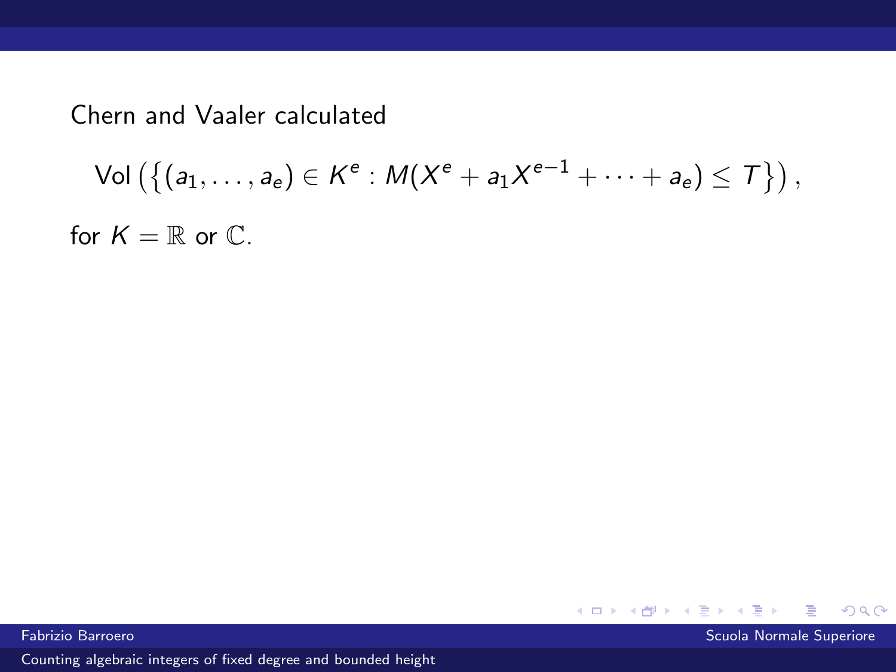Chern and Vaaler calculated

$$\mathrm{Vol}\left(\left\{(a_1, \ldots, a_e) \in K^e : M(X^e + a_1 X^{e-1} + \cdots + a_e) \leq T\right\}\right),$$

for $K = \mathbb{R}$ or $\mathbb{C}$.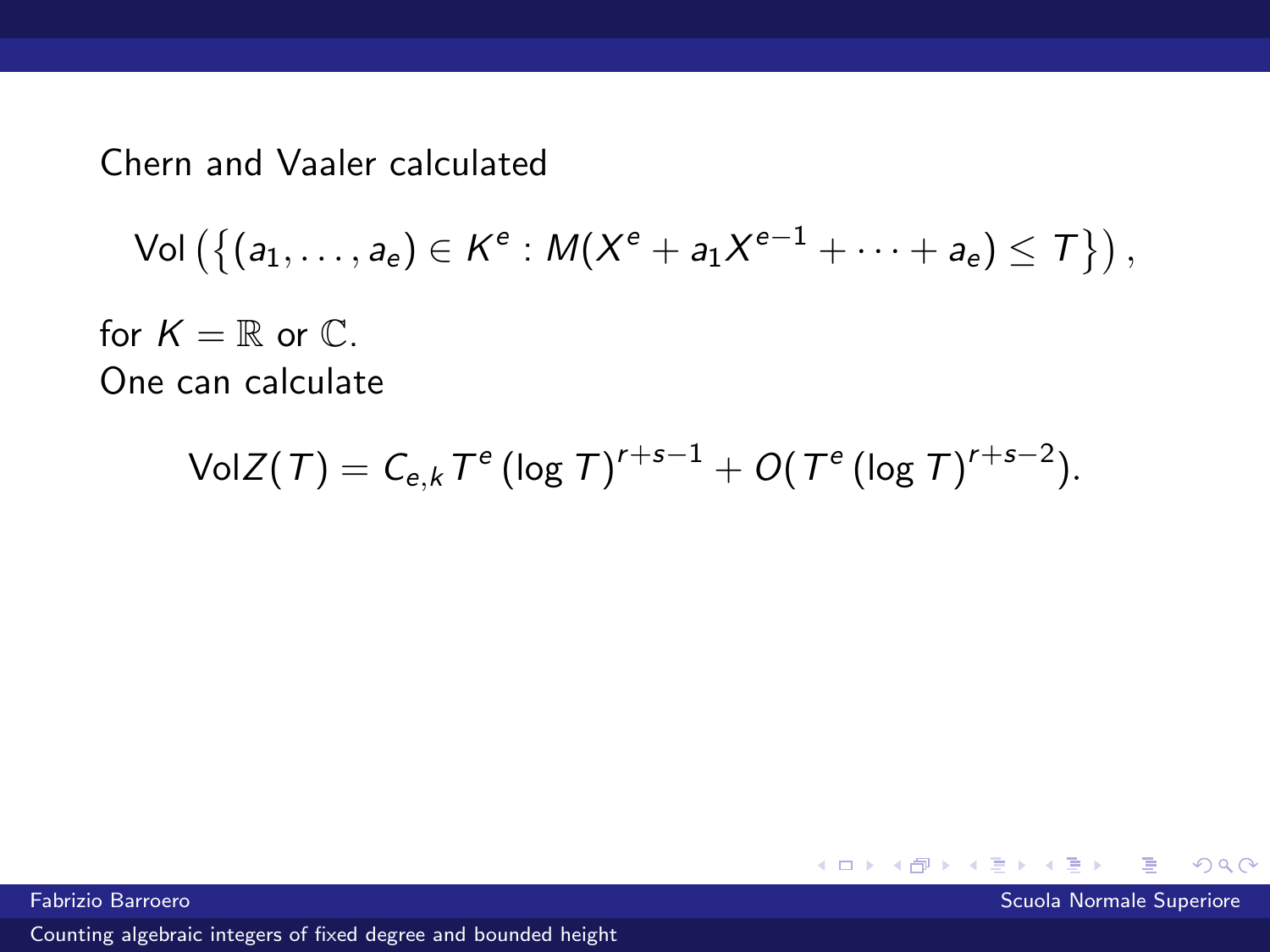Chern and Vaaler calculated

$$\mathrm{Vol}\left(\left\{(a_1, \ldots, a_e) \in K^e : M(X^e + a_1 X^{e-1} + \cdots + a_e) \leq T\right\}\right),$$

for $K = \mathbb{R}$ or $\mathbb{C}$.
One can calculate

$$\mathrm{Vol} Z(T) = C_{e,k} T^e (\log T)^{r+s-1} + O(T^e (\log T)^{r+s-2}).$$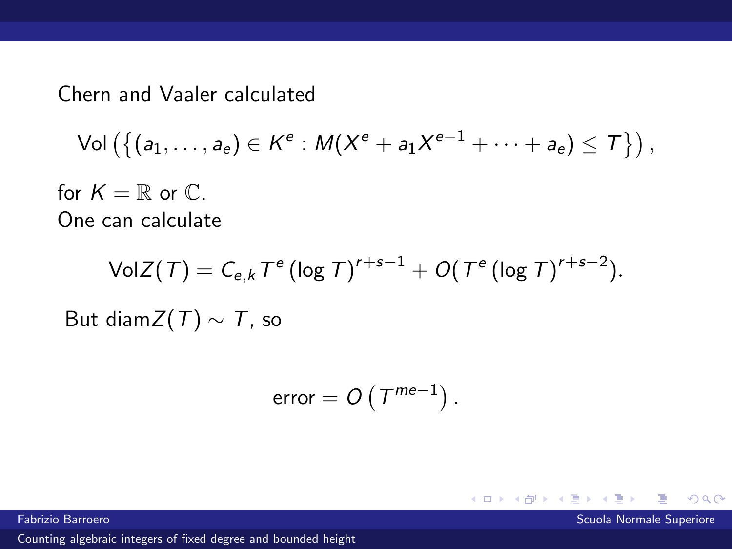Chern and Vaaler calculated

$$\text{Vol}\left(\left\{(a_1, \ldots, a_e) \in K^e : M(X^e + a_1 X^{e-1} + \cdots + a_e) \leq T\right\}\right),$$

for $K = \mathbb{R}$ or $\mathbb{C}$.
One can calculate

$$\text{Vol} Z(T) = C_{e,k} T^e (\log T)^{r+s-1} + O(T^e (\log T)^{r+s-2}).$$

But $\text{diam} Z(T) \sim T$, so

$$\text{error} = O\left(T^{me-1}\right).$$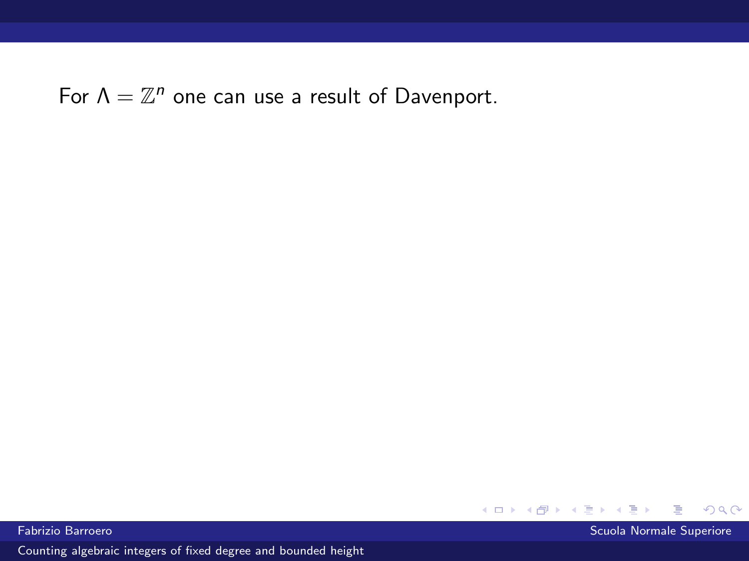For $\Lambda = \mathbb{Z}^n$ one can use a result of Davenport.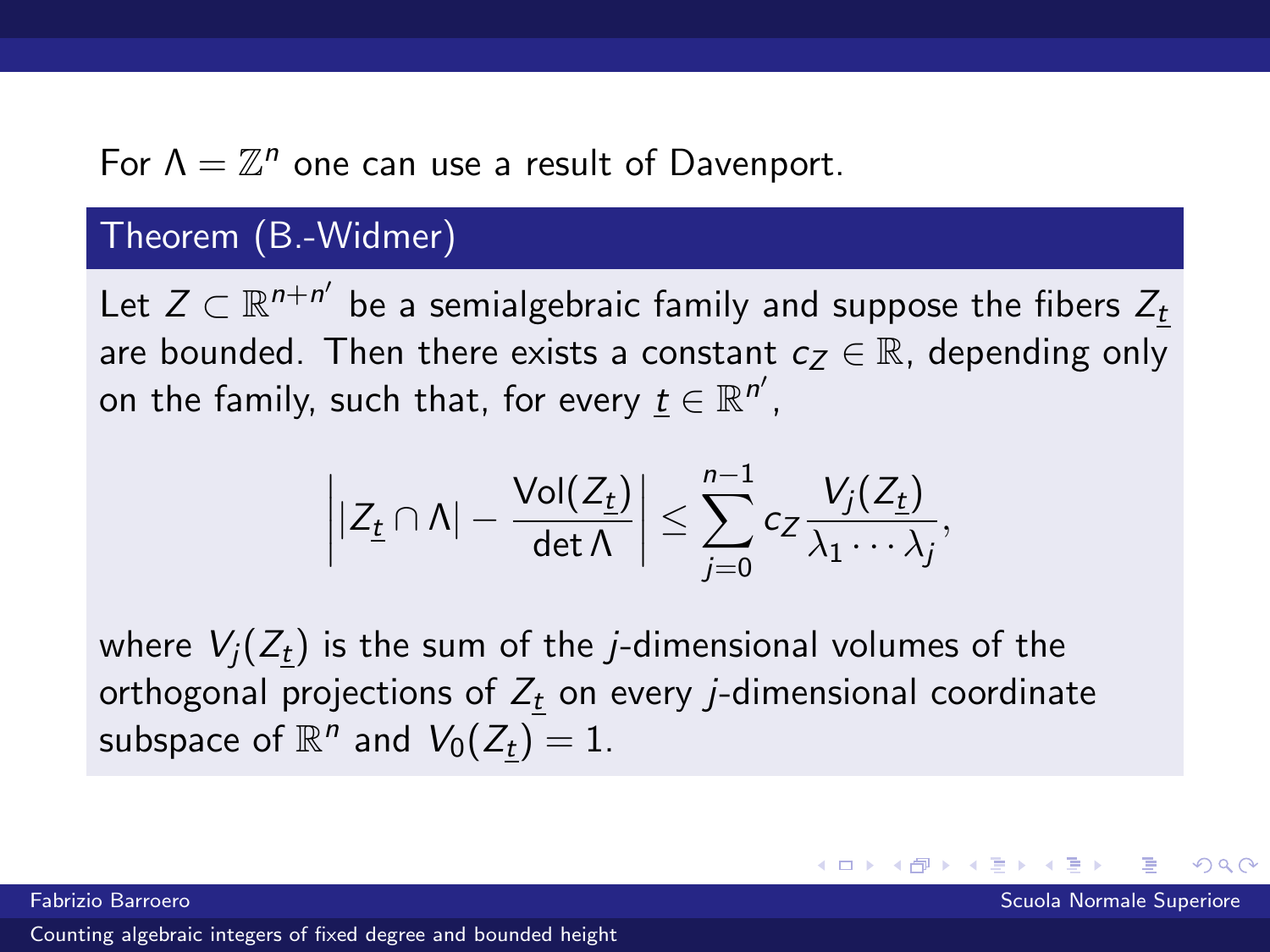For $\Lambda = \mathbb{Z}^n$ one can use a result of Davenport.

**Theorem (B.-Widmer)**

Let $Z \subset \mathbb{R}^{n+n'}$ be a semialgebraic family and suppose the fibers $Z_{\underline{t}}$ are bounded. Then there exists a constant $c_Z \in \mathbb{R}$, depending only on the family, such that, for every $\underline{t} \in \mathbb{R}^{n'}$,

$$\left| |Z_{\underline{t}} \cap \Lambda| - \frac{\mathrm{Vol}(Z_{\underline{t}})}{\det \Lambda} \right| \leq \sum_{j=0}^{n-1} c_Z \frac{V_j(Z_{\underline{t}})}{\lambda_1 \cdots \lambda_j},$$

where $V_j(Z_{\underline{t}})$ is the sum of the $j$-dimensional volumes of the orthogonal projections of $Z_{\underline{t}}$ on every $j$-dimensional coordinate subspace of $\mathbb{R}^n$ and $V_0(Z_{\underline{t}}) = 1$.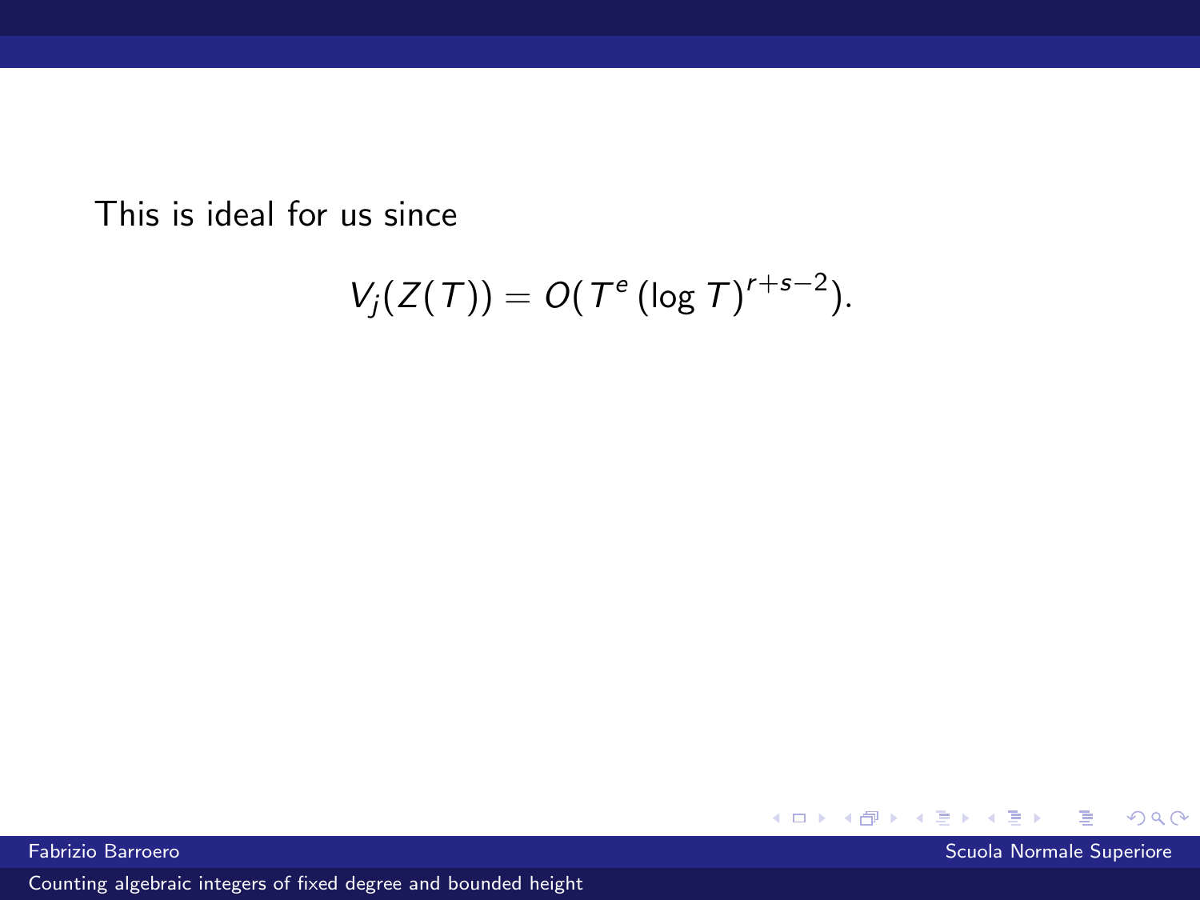This is ideal for us since

$$V_j(Z(T)) = O(T^e (\log T)^{r+s-2}).$$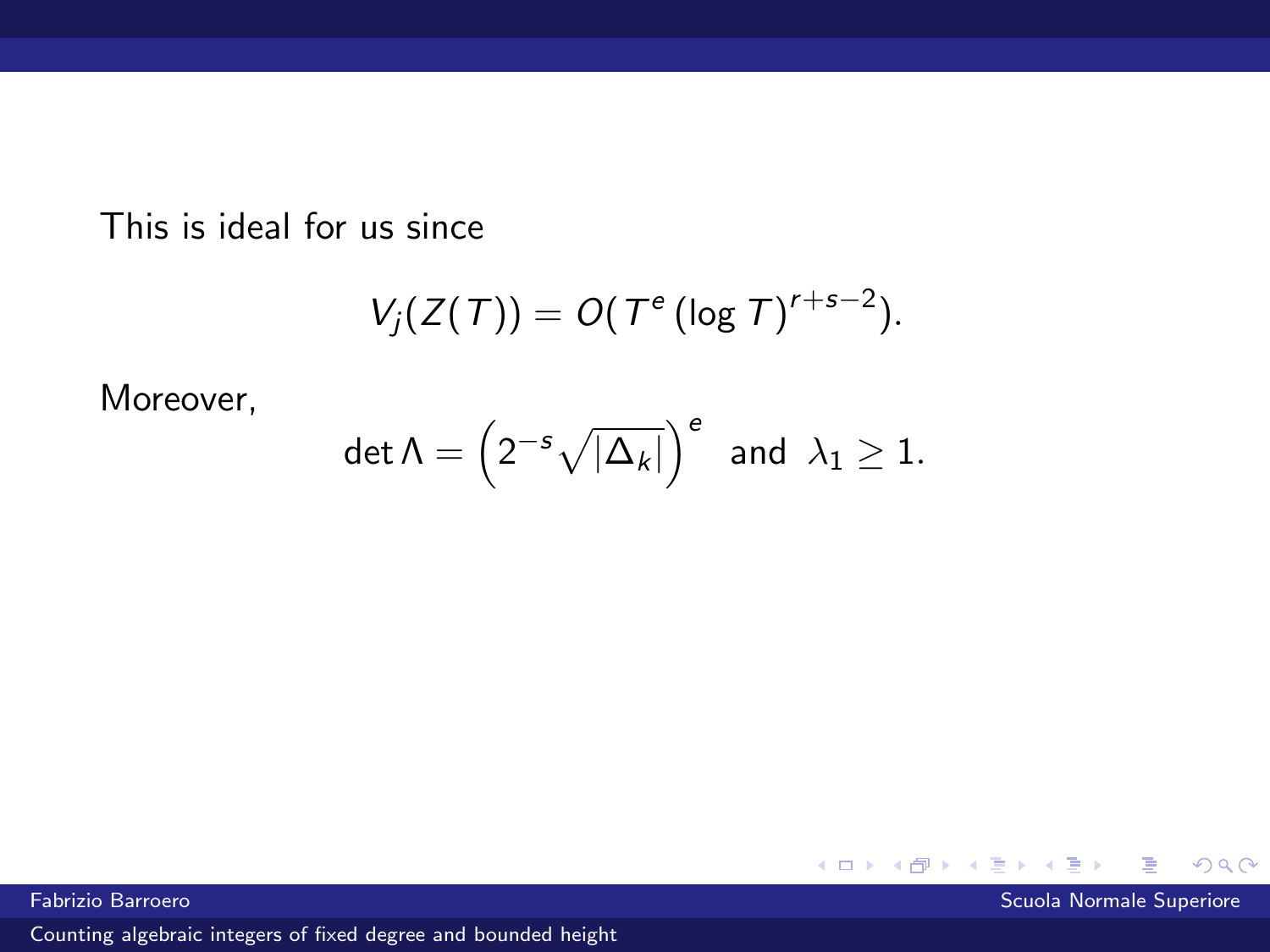This is ideal for us since

$$V_j(Z(T)) = O(T^e (\log T)^{r+s-2}).$$

Moreover,

$$\det \Lambda = \left(2^{-s}\sqrt{|\Delta_k|}\right)^e \text{ and } \lambda_1 \geq 1.$$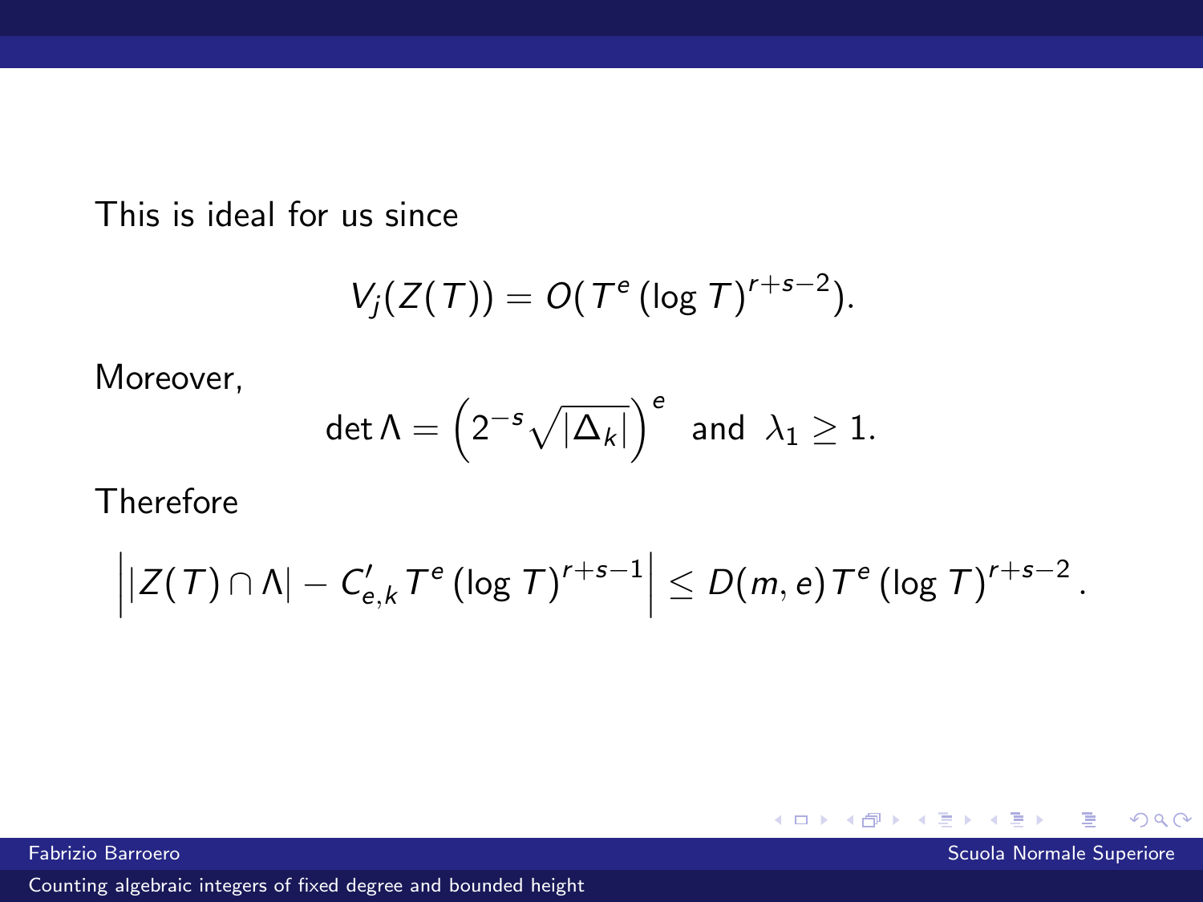This is ideal for us since

$$V_j(Z(T)) = O(T^e (\log T)^{r+s-2}).$$

Moreover,

$$\det \Lambda = \left(2^{-s}\sqrt{|\Delta_k|}\right)^e \text{ and } \lambda_1 \geq 1.$$

Therefore

$$\left| |Z(T) \cap \Lambda| - C'_{e,k} T^e (\log T)^{r+s-1} \right| \leq D(m,e) T^e (\log T)^{r+s-2}.$$